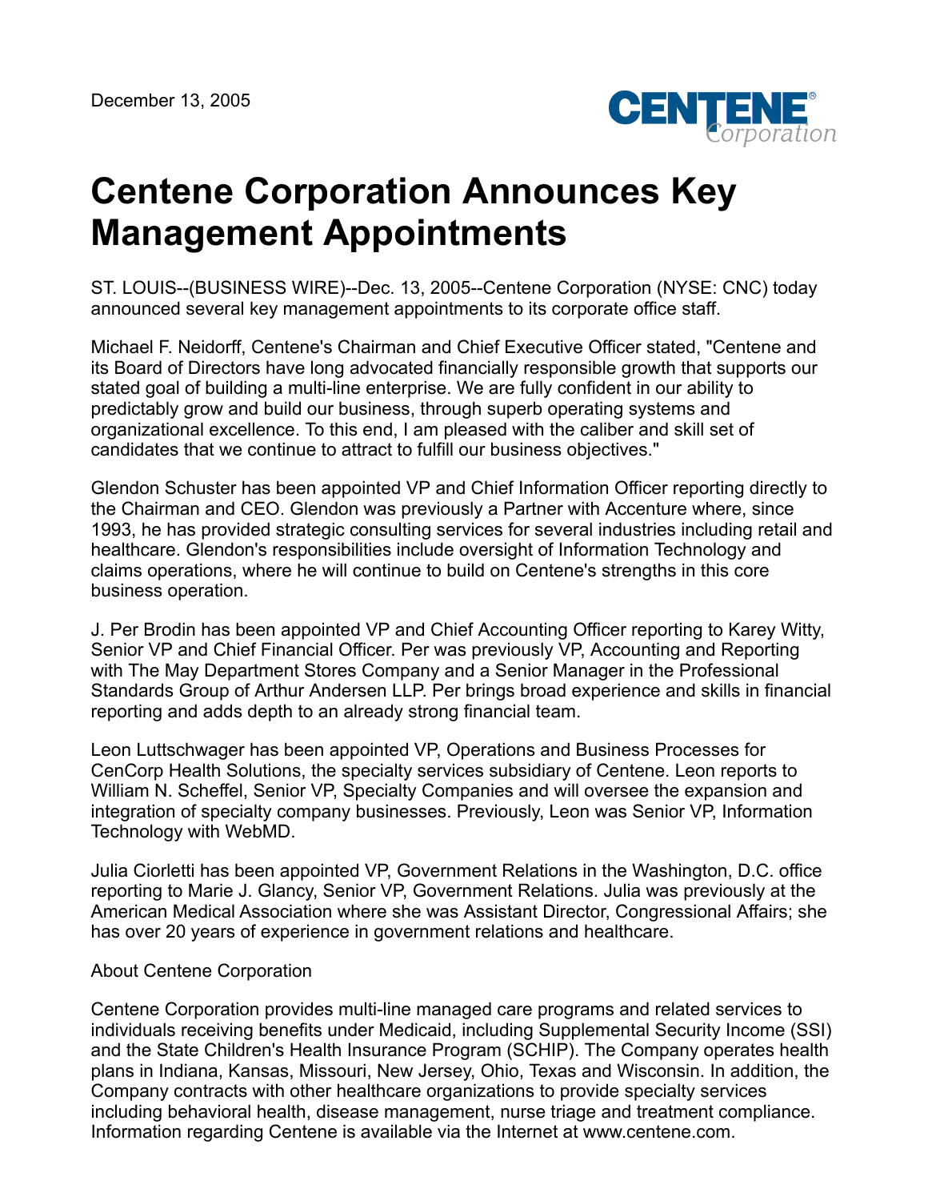December 13, 2005

# Centene Corporation Announces Key Management Appointments

ST. LOUIS--(BUSINESS WIRE)--Dec. 13, 2005--Centene Corporation (NYSE: CNC) today announced several key management appointments to its corporate office staff.

Michael F. Neidorff, Centene's Chairman and Chief Executive Officer stated, "Centene and its Board of Directors have long advocated financially responsible growth that supports our stated goal of building a multi-line enterprise. We are fully confident in our ability to predictably grow and build our business, through superb operating systems and organizational excellence. To this end, I am pleased with the caliber and skill set of candidates that we continue to attract to fulfill our business objectives."

Glendon Schuster has been appointed VP and Chief Information Officer reporting directly to the Chairman and CEO. Glendon was previously a Partner with Accenture where, since 1993, he has provided strategic consulting services for several industries including retail and healthcare. Glendon's responsibilities include oversight of Information Technology and claims operations, where he will continue to build on Centene's strengths in this core business operation.

J. Per Brodin has been appointed VP and Chief Accounting Officer reporting to Karey Witty, Senior VP and Chief Financial Officer. Per was previously VP, Accounting and Reporting with The May Department Stores Company and a Senior Manager in the Professional Standards Group of Arthur Andersen LLP. Per brings broad experience and skills in financial reporting and adds depth to an already strong financial team.

Leon Luttschwager has been appointed VP, Operations and Business Processes for CenCorp Health Solutions, the specialty services subsidiary of Centene. Leon reports to William N. Scheffel, Senior VP, Specialty Companies and will oversee the expansion and integration of specialty company businesses. Previously, Leon was Senior VP, Information Technology with WebMD.

Julia Ciorletti has been appointed VP, Government Relations in the Washington, D.C. office reporting to Marie J. Glancy, Senior VP, Government Relations. Julia was previously at the American Medical Association where she was Assistant Director, Congressional Affairs; she has over 20 years of experience in government relations and healthcare.

About Centene Corporation

Centene Corporation provides multi-line managed care programs and related services to individuals receiving benefits under Medicaid, including Supplemental Security Income (SSI) and the State Children's Health Insurance Program (SCHIP). The Company operates health plans in Indiana, Kansas, Missouri, New Jersey, Ohio, Texas and Wisconsin. In addition, the Company contracts with other healthcare organizations to provide specialty services including behavioral health, disease management, nurse triage and treatment compliance. Information regarding Centene is available via the Internet at www.centene.com.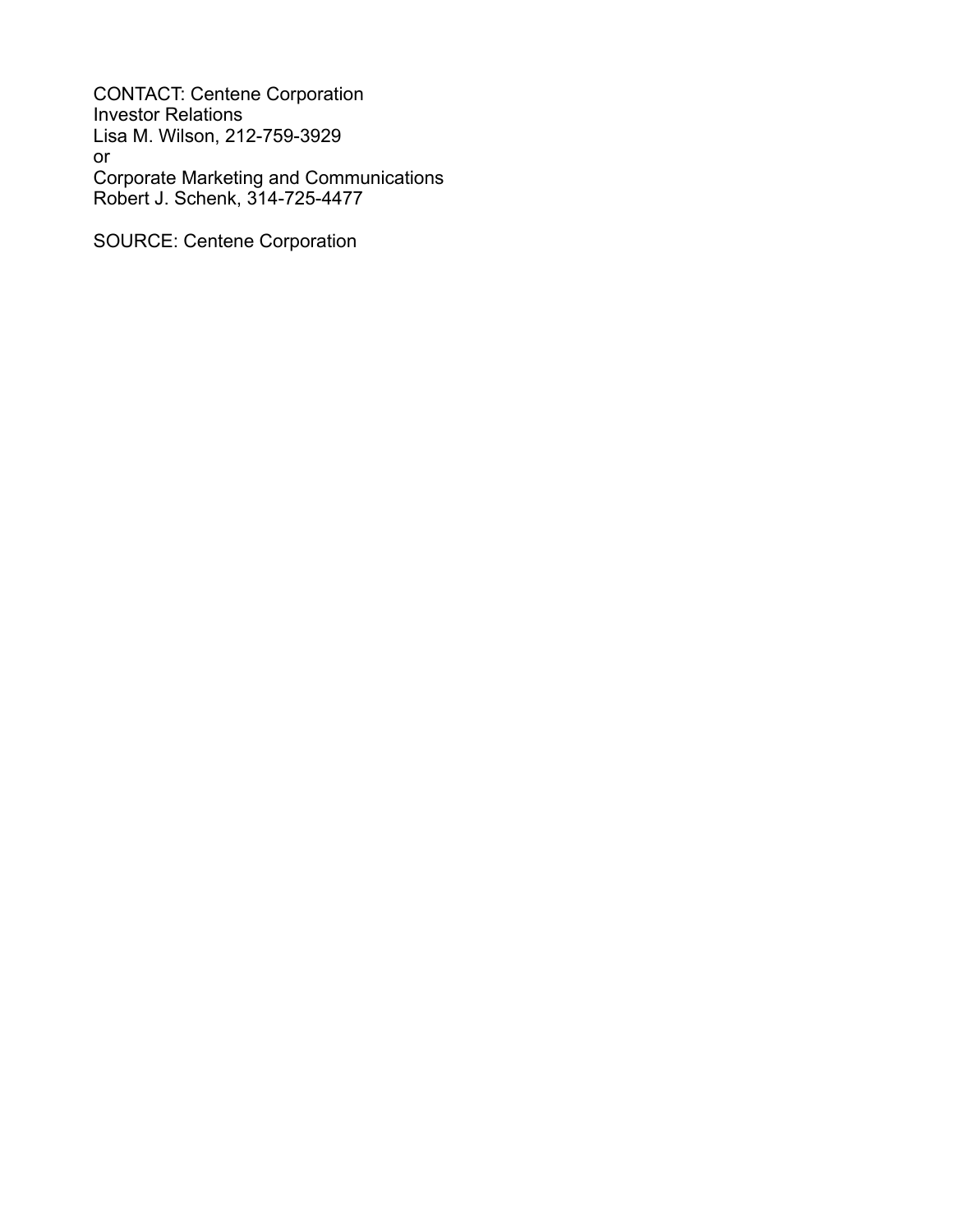CONTACT: Centene Corporation
Investor Relations
Lisa M. Wilson, 212-759-3929
or
Corporate Marketing and Communications
Robert J. Schenk, 314-725-4477

SOURCE: Centene Corporation